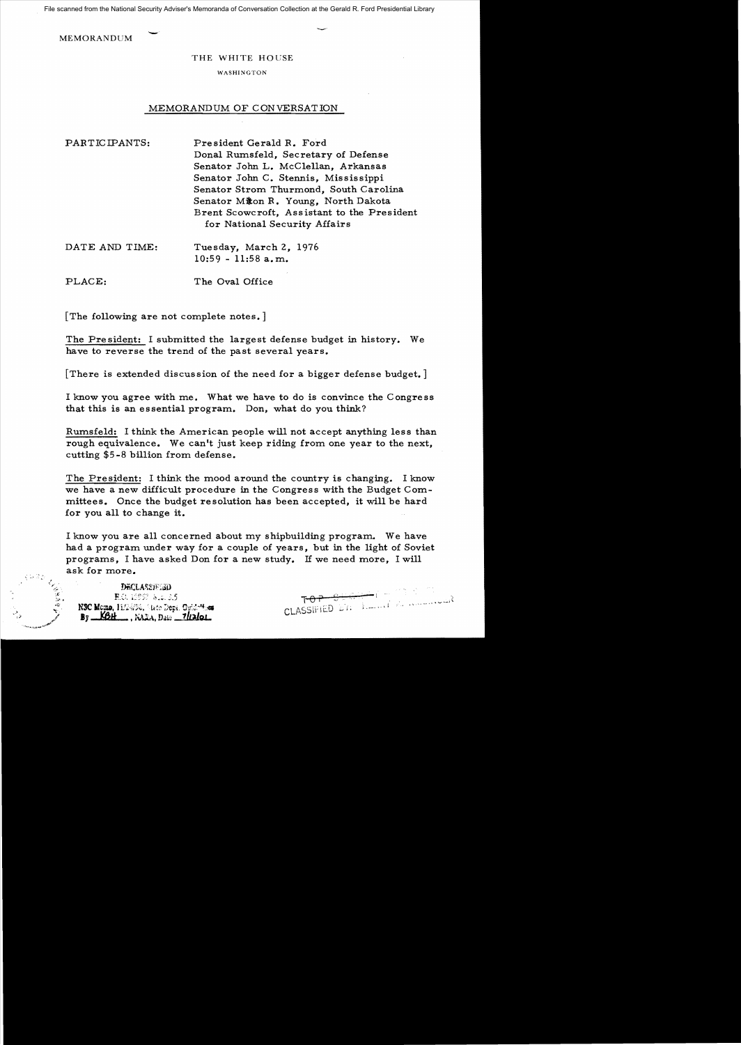MEMORANDUM

THE WHITE HOUSE

WASHINGTON

## MEMORANDUM OF CONVERSATION

PARTICIPANTS: President Gerald R. Ford
Donal Rumsfeld, Secretary of Defense
Senator John L. McClellan, Arkansas
Senator John C. Stennis, Mississippi
Senator Strom Thurmond, South Carolina
Senator Milton R. Young, North Dakota
Brent Scowcroft, Assistant to the President for National Security Affairs

DATE AND TIME: Tuesday, March 2, 1976
10:59 - 11:58 a.m.

PLACE: The Oval Office

[The following are not complete notes.]

The President: I submitted the largest defense budget in history. We have to reverse the trend of the past several years.

[There is extended discussion of the need for a bigger defense budget.]

I know you agree with me. What we have to do is convince the Congress that this is an essential program. Don, what do you think?

Rumsfeld: I think the American people will not accept anything less than rough equivalence. We can't just keep riding from one year to the next, cutting $5-8 billion from defense.

The President: I think the mood around the country is changing. I know we have a new difficult procedure in the Congress with the Budget Committees. Once the budget resolution has been accepted, it will be hard for you all to change it.

I know you are all concerned about my shipbuilding program. We have had a program under way for a couple of years, but in the light of Soviet programs, I have asked Don for a new study. If we need more, I will ask for more.

DECLASSIFIED
E.O. 12958 Sec. 3.5
NSC Memo, 11/24/98, State Dept. Guidelines
By KBH, NARA, Date 7/12/01

CLASSIFIED BY: HENRY A. KISSINGER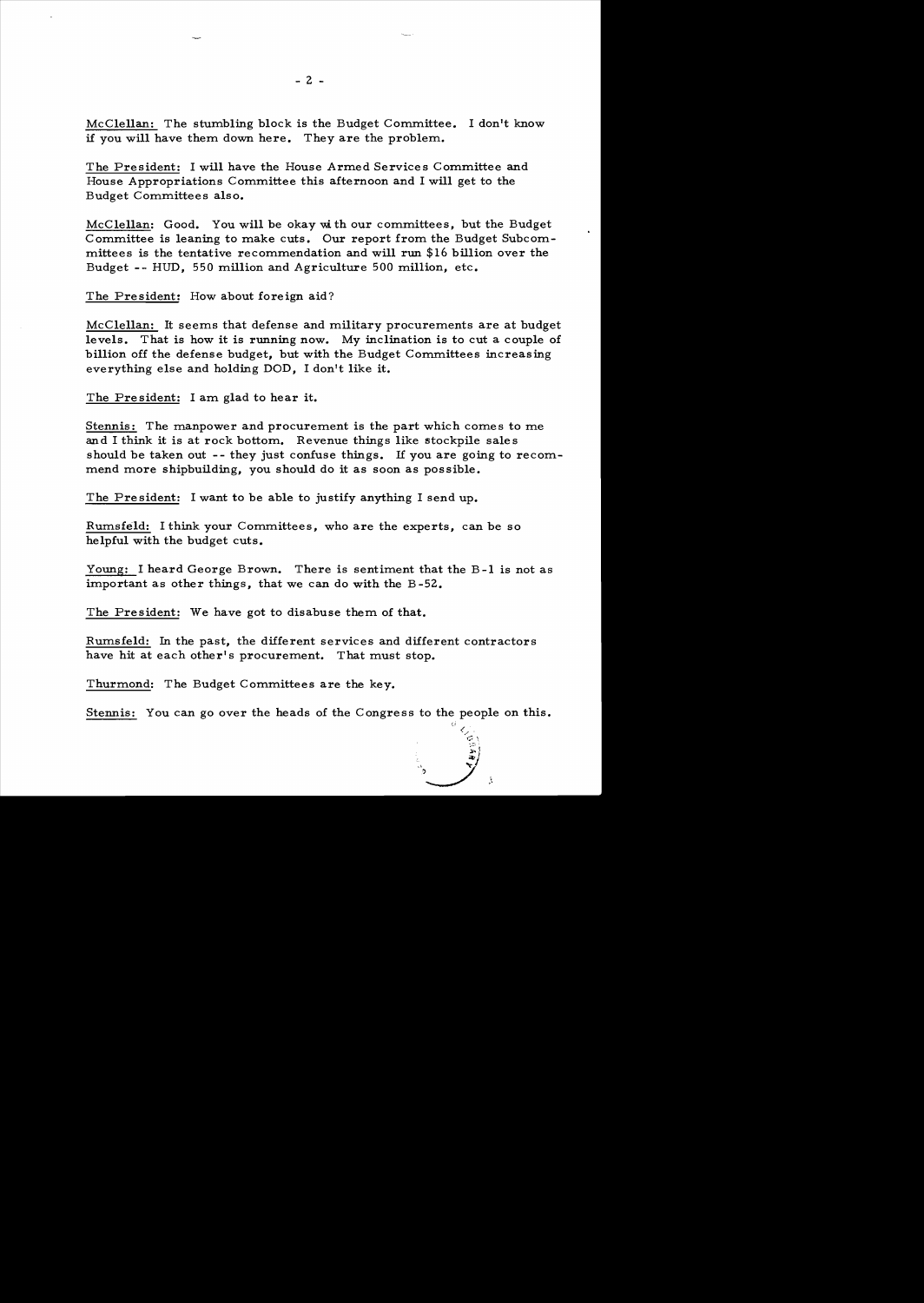McClellan: The stumbling block is the Budget Committee. I don't know if you will have them down here. They are the problem.

The President: I will have the House Armed Services Committee and House Appropriations Committee this afternoon and I will get to the Budget Committees also.

McClellan: Good. You will be okay with our committees, but the Budget Committee is leaning to make cuts. Our report from the Budget Subcommittees is the tentative recommendation and will run $16 billion over the Budget -- HUD, 550 million and Agriculture 500 million, etc.

The President: How about foreign aid?

McClellan: It seems that defense and military procurements are at budget levels. That is how it is running now. My inclination is to cut a couple of billion off the defense budget, but with the Budget Committees increasing everything else and holding DOD, I don't like it.

The President: I am glad to hear it.

Stennis: The manpower and procurement is the part which comes to me and I think it is at rock bottom. Revenue things like stockpile sales should be taken out -- they just confuse things. If you are going to recommend more shipbuilding, you should do it as soon as possible.

The President: I want to be able to justify anything I send up.

Rumsfeld: I think your Committees, who are the experts, can be so helpful with the budget cuts.

Young: I heard George Brown. There is sentiment that the B-1 is not as important as other things, that we can do with the B-52.

The President: We have got to disabuse them of that.

Rumsfeld: In the past, the different services and different contractors have hit at each other's procurement. That must stop.

Thurmond: The Budget Committees are the key.

Stennis: You can go over the heads of the Congress to the people on this.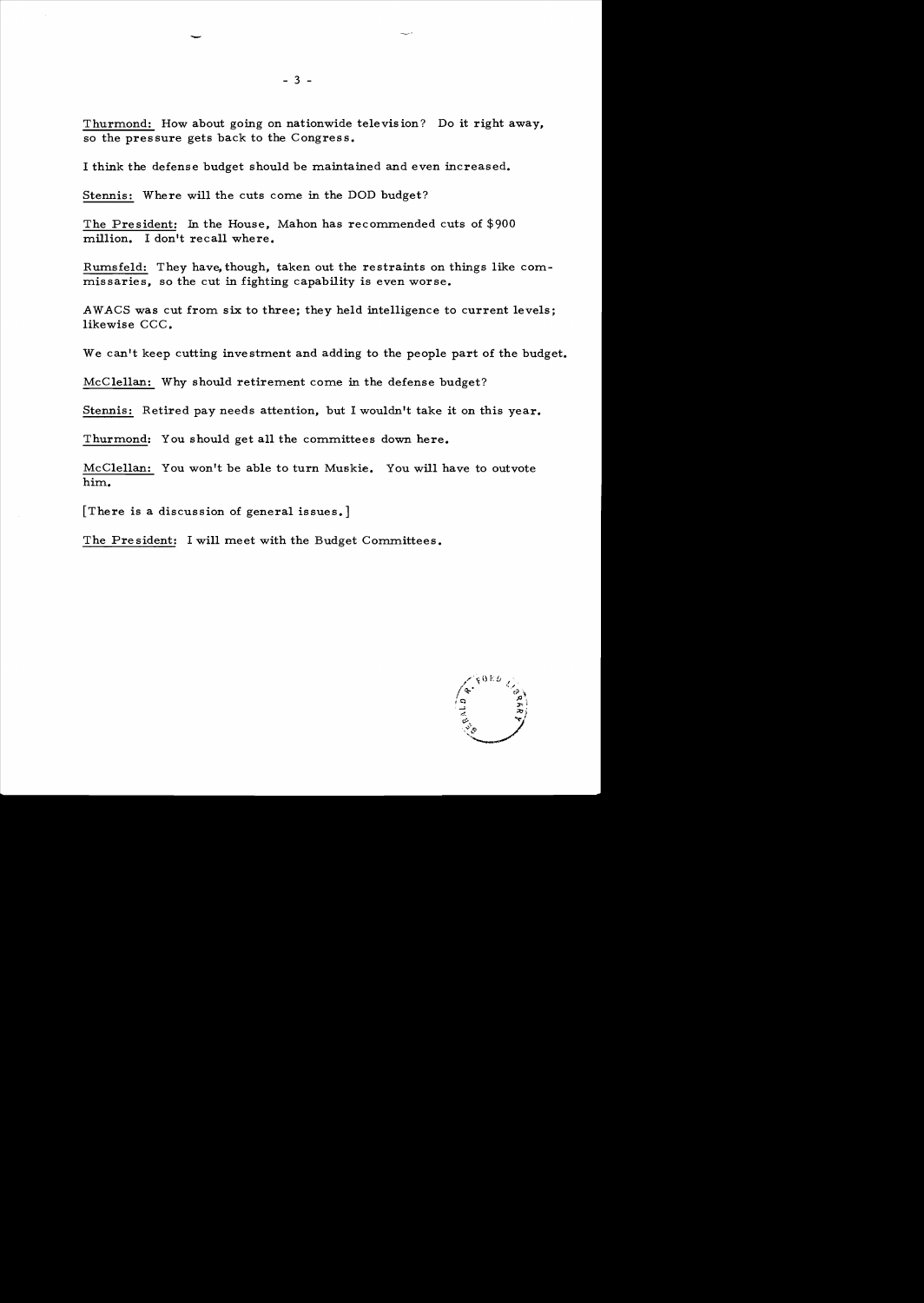Thurmond: How about going on nationwide television? Do it right away, so the pressure gets back to the Congress.

I think the defense budget should be maintained and even increased.

Stennis: Where will the cuts come in the DOD budget?

The President: In the House, Mahon has recommended cuts of $900 million. I don't recall where.

Rumsfeld: They have, though, taken out the restraints on things like commissaries, so the cut in fighting capability is even worse.

AWACS was cut from six to three; they held intelligence to current levels; likewise CCC.

We can't keep cutting investment and adding to the people part of the budget.

McClellan: Why should retirement come in the defense budget?

Stennis: Retired pay needs attention, but I wouldn't take it on this year.

Thurmond: You should get all the committees down here.

McClellan: You won't be able to turn Muskie. You will have to outvote him.

[There is a discussion of general issues.]

The President: I will meet with the Budget Committees.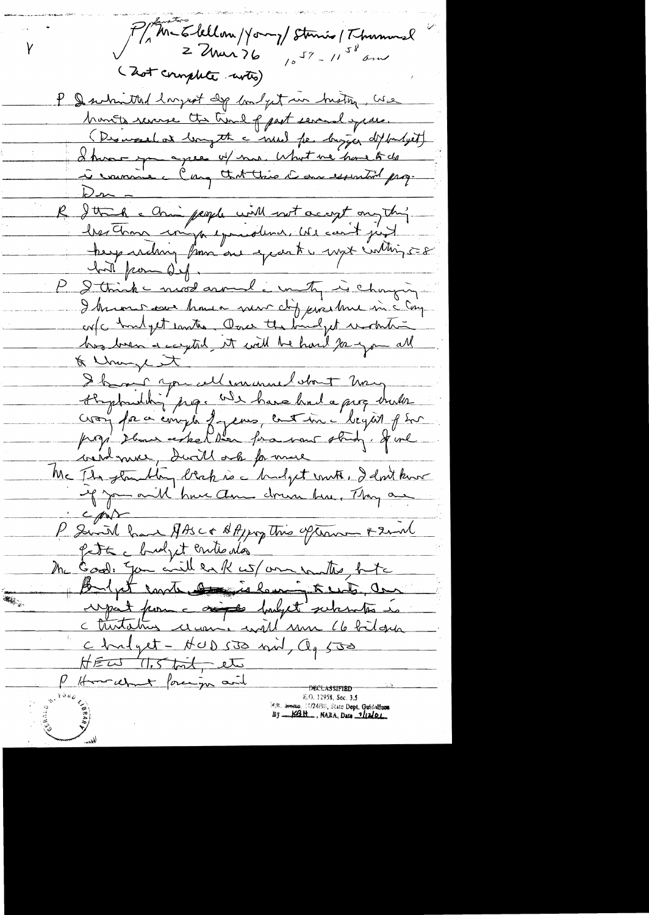P/ Senators McClellan / Young / Stennis / Thurmond
2 Mar 76 $10^{57}$ – $11^{58}$ am
(Not complete notes)

P I submitted largest def budget in history. We have to reverse the trend of past several years. (Discussed at length the need for bigger def budget) I know you agree w/ me. What we have to do is convince the Cong that this is an essential prog.
Don –

R I think the Am people will not accept anything less than major expenditures. We can't just keep reducing from one year to next cutting 5–8 bil from Def.

P I think the mood around the country is changing. I know we have a new def procedure in the Cong w/ budget comte. Once the budget resolution has been accepted it will be hard for you all to change it.

I know you all concerned about Navy shipbuilding prog. We have had a prog under way for a couple of years, but in the budget for this prog I have asked Don for a new study. If we need more, I will ask for more.

Mc The stumbling block is the budget comte. I don't know if you will have them down here. They are c—

P I will have ASC & Approp this afternoon & I will get the budget cmte also

Mc Good. You will ask us/ our comtes, but the Budget comte is leaning to cuts. Our input from the defense budget subcomte is the tentative cleavage will run 16 bil over the budget – HUD 500 mil, Ag 500, HEW 11.5 bil, etc.

P How about foreign aid

DECLASSIFIED
E.O. 12958, Sec. 3.5
NSC Memo, 11/24/98, State Dept. Guidelines
By KBH, NARA, Date 7/12/01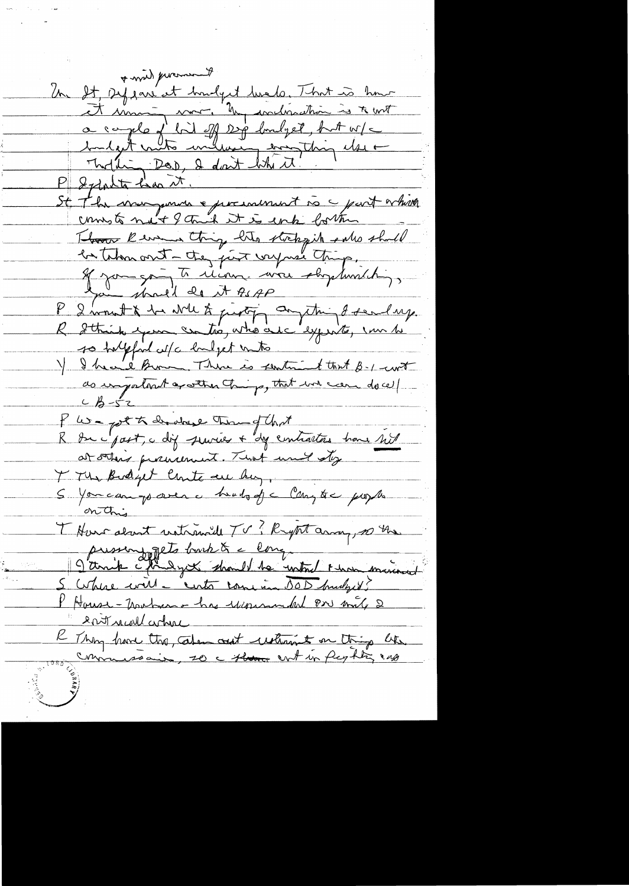+ mil procurement

Un It, Def are at budget levels. That is how it comes now. My inclination is to not a couple of bil off DoD budget, but w/c budget cuts including everything else — Nothing DoD, I don't like it.

P I plan to hear it.

St The manpower + procurement is c part which comes to next + I think it is cut back further Those R review thing like stockpile sales should be taken out — they first way one thing. If you going to review overall shopbuilding, you should do it ASAP

P I want to be able to justify anything I send up.

R I think your contractors, who are experts, can be so helpful w/c budget cuts.

Y I heard Brown. There is sentiment that B-1 not as important as other things, that we can do w/ c B-52

P We got to do a lot of that

R In c past, c dif services + dif contractors have hit at others' procurement. That must stop.

T The Budget Cmte are key.

S You can go over c heads of c Cong to c people on this

T How about nationwide TV? Right away, so the pressure gets back to c Cong.

I think c budget should be untouched + have minimal

S Where will c cuts come in DOD budget?

P House — Mahon — has recommended 8 bil until 2 I don't recall where

R They have them, taken out restraint on things like commissaries, so c there cut in fighting and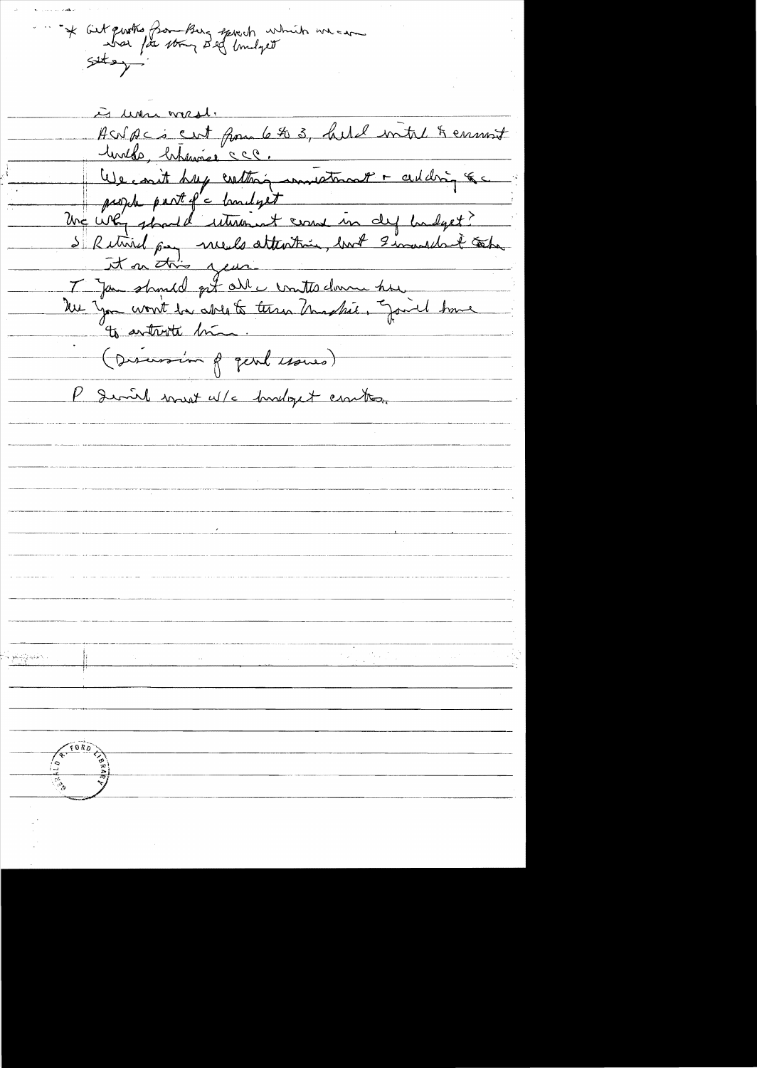\* Get quotes from Burns speech which we can use for strong Def budget strategy

is unwise.

ACDA is cut from 6 to 3, held until Kennedy

Weeks, Humphrey CCC.

We can't keep cutting investment & adding to people part of the budget

Why should retirement come in def budget?

S Retired pay needs attention, but I wouldn't take it on this year.

T You should get all the votes down here

Me You won't be able to turn Mahon. You'd have to outvote him.

(Discussion of genl issues)

P Daniel met w/ the budget cmttee.